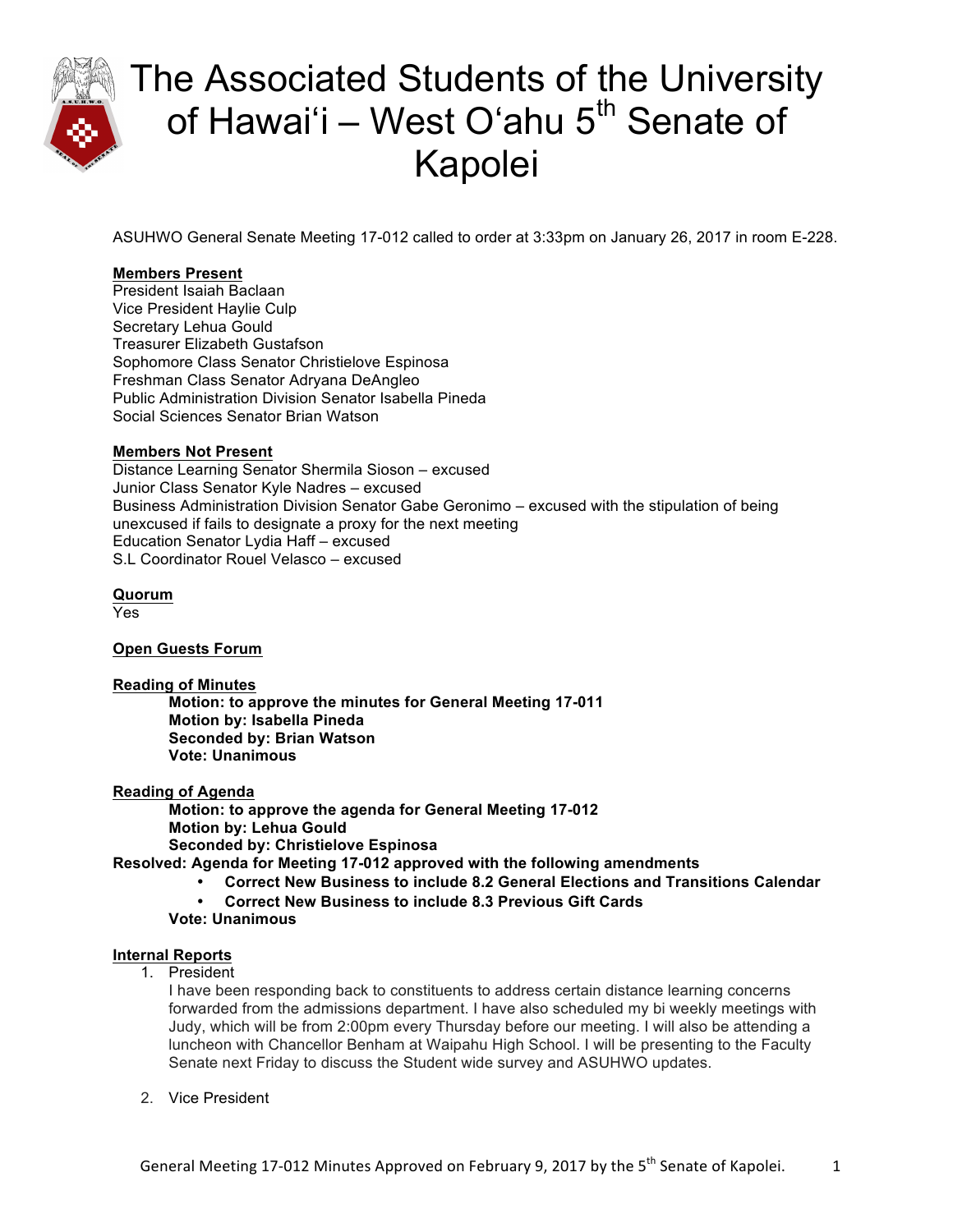# The Associated Students of the University of Hawaiʻi – West Oʻahu 5th Senate of Kapolei

ASUHWO General Senate Meeting 17-012 called to order at 3:33pm on January 26, 2017 in room E-228.

**Members Present**

President Isaiah Baclaan
Vice President Haylie Culp
Secretary Lehua Gould
Treasurer Elizabeth Gustafson
Sophomore Class Senator Christielove Espinosa
Freshman Class Senator Adryana DeAngleo
Public Administration Division Senator Isabella Pineda
Social Sciences Senator Brian Watson

**Members Not Present**

Distance Learning Senator Shermila Sioson – excused
Junior Class Senator Kyle Nadres – excused
Business Administration Division Senator Gabe Geronimo – excused with the stipulation of being unexcused if fails to designate a proxy for the next meeting
Education Senator Lydia Haff – excused
S.L Coordinator Rouel Velasco – excused

**Quorum**

Yes

**Open Guests Forum**

**Reading of Minutes**

> **Motion: to approve the minutes for General Meeting 17-011**
> **Motion by: Isabella Pineda**
> **Seconded by: Brian Watson**
> **Vote: Unanimous**

**Reading of Agenda**

> **Motion: to approve the agenda for General Meeting 17-012**
> **Motion by: Lehua Gould**
> **Seconded by: Christielove Espinosa**

**Resolved: Agenda for Meeting 17-012 approved with the following amendments**

- **Correct New Business to include 8.2 General Elections and Transitions Calendar**
- **Correct New Business to include 8.3 Previous Gift Cards**

> **Vote: Unanimous**

**Internal Reports**

1. President

   I have been responding back to constituents to address certain distance learning concerns forwarded from the admissions department. I have also scheduled my bi weekly meetings with Judy, which will be from 2:00pm every Thursday before our meeting. I will also be attending a luncheon with Chancellor Benham at Waipahu High School. I will be presenting to the Faculty Senate next Friday to discuss the Student wide survey and ASUHWO updates.

2. Vice President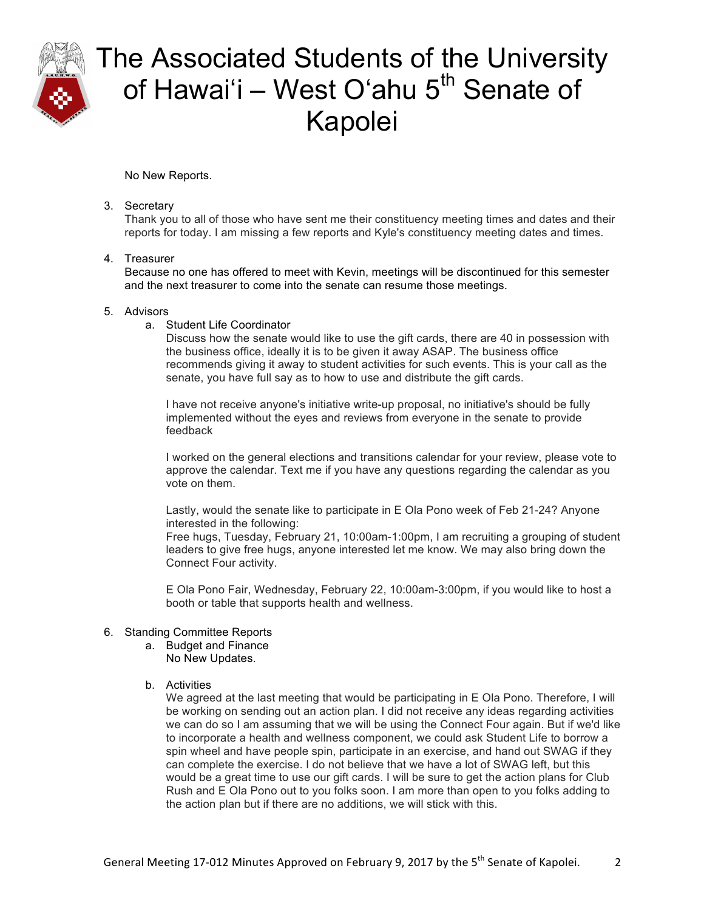No New Reports.

3. Secretary
   Thank you to all of those who have sent me their constituency meeting times and dates and their reports for today. I am missing a few reports and Kyle's constituency meeting dates and times.

4. Treasurer
   Because no one has offered to meet with Kevin, meetings will be discontinued for this semester and the next treasurer to come into the senate can resume those meetings.

5. Advisors
   a. Student Life Coordinator
      Discuss how the senate would like to use the gift cards, there are 40 in possession with the business office, ideally it is to be given it away ASAP. The business office recommends giving it away to student activities for such events. This is your call as the senate, you have full say as to how to use and distribute the gift cards.

      I have not receive anyone's initiative write-up proposal, no initiative's should be fully implemented without the eyes and reviews from everyone in the senate to provide feedback

      I worked on the general elections and transitions calendar for your review, please vote to approve the calendar. Text me if you have any questions regarding the calendar as you vote on them.

      Lastly, would the senate like to participate in E Ola Pono week of Feb 21-24? Anyone interested in the following:
      Free hugs, Tuesday, February 21, 10:00am-1:00pm, I am recruiting a grouping of student leaders to give free hugs, anyone interested let me know. We may also bring down the Connect Four activity.

      E Ola Pono Fair, Wednesday, February 22, 10:00am-3:00pm, if you would like to host a booth or table that supports health and wellness.

6. Standing Committee Reports
   a. Budget and Finance
      No New Updates.

   b. Activities
      We agreed at the last meeting that would be participating in E Ola Pono. Therefore, I will be working on sending out an action plan. I did not receive any ideas regarding activities we can do so I am assuming that we will be using the Connect Four again. But if we'd like to incorporate a health and wellness component, we could ask Student Life to borrow a spin wheel and have people spin, participate in an exercise, and hand out SWAG if they can complete the exercise. I do not believe that we have a lot of SWAG left, but this would be a great time to use our gift cards. I will be sure to get the action plans for Club Rush and E Ola Pono out to you folks soon. I am more than open to you folks adding to the action plan but if there are no additions, we will stick with this.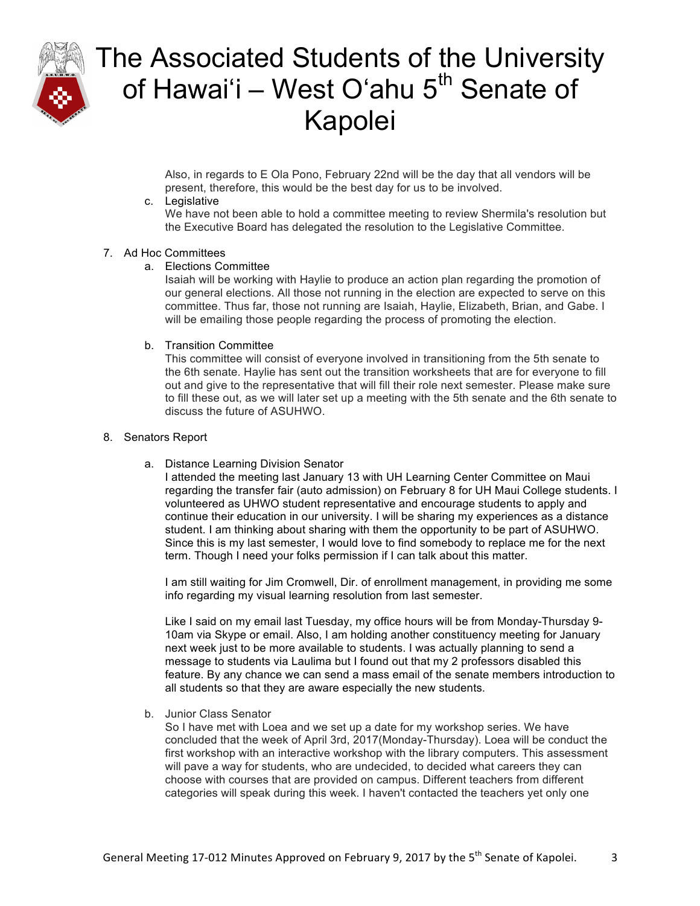Also, in regards to E Ola Pono, February 22nd will be the day that all vendors will be present, therefore, this would be the best day for us to be involved.

c. Legislative

We have not been able to hold a committee meeting to review Shermila's resolution but the Executive Board has delegated the resolution to the Legislative Committee.

7. Ad Hoc Committees

a. Elections Committee

Isaiah will be working with Haylie to produce an action plan regarding the promotion of our general elections. All those not running in the election are expected to serve on this committee. Thus far, those not running are Isaiah, Haylie, Elizabeth, Brian, and Gabe. I will be emailing those people regarding the process of promoting the election.

b. Transition Committee

This committee will consist of everyone involved in transitioning from the 5th senate to the 6th senate. Haylie has sent out the transition worksheets that are for everyone to fill out and give to the representative that will fill their role next semester. Please make sure to fill these out, as we will later set up a meeting with the 5th senate and the 6th senate to discuss the future of ASUHWO.

8. Senators Report

a. Distance Learning Division Senator

I attended the meeting last January 13 with UH Learning Center Committee on Maui regarding the transfer fair (auto admission) on February 8 for UH Maui College students. I volunteered as UHWO student representative and encourage students to apply and continue their education in our university. I will be sharing my experiences as a distance student. I am thinking about sharing with them the opportunity to be part of ASUHWO. Since this is my last semester, I would love to find somebody to replace me for the next term. Though I need your folks permission if I can talk about this matter.

I am still waiting for Jim Cromwell, Dir. of enrollment management, in providing me some info regarding my visual learning resolution from last semester.

Like I said on my email last Tuesday, my office hours will be from Monday-Thursday 9-10am via Skype or email. Also, I am holding another constituency meeting for January next week just to be more available to students. I was actually planning to send a message to students via Laulima but I found out that my 2 professors disabled this feature. By any chance we can send a mass email of the senate members introduction to all students so that they are aware especially the new students.

b. Junior Class Senator

So I have met with Loea and we set up a date for my workshop series. We have concluded that the week of April 3rd, 2017(Monday-Thursday). Loea will be conduct the first workshop with an interactive workshop with the library computers. This assessment will pave a way for students, who are undecided, to decided what careers they can choose with courses that are provided on campus. Different teachers from different categories will speak during this week. I haven't contacted the teachers yet only one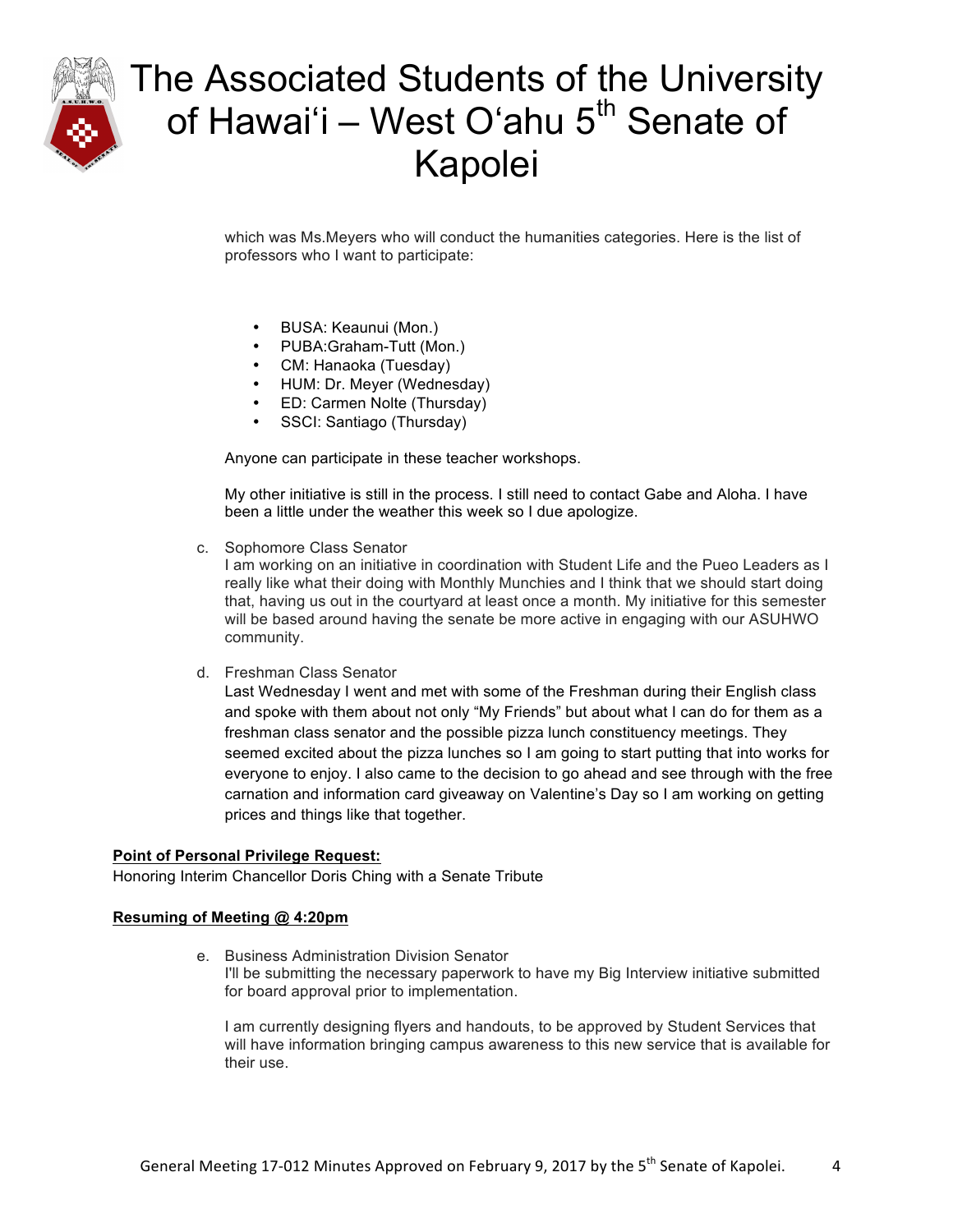which was Ms.Meyers who will conduct the humanities categories. Here is the list of professors who I want to participate:

- BUSA: Keaunui (Mon.)
- PUBA:Graham-Tutt (Mon.)
- CM: Hanaoka (Tuesday)
- HUM: Dr. Meyer (Wednesday)
- ED: Carmen Nolte (Thursday)
- SSCI: Santiago (Thursday)

Anyone can participate in these teacher workshops.

My other initiative is still in the process. I still need to contact Gabe and Aloha. I have been a little under the weather this week so I due apologize.

c. Sophomore Class Senator
I am working on an initiative in coordination with Student Life and the Pueo Leaders as I really like what their doing with Monthly Munchies and I think that we should start doing that, having us out in the courtyard at least once a month. My initiative for this semester will be based around having the senate be more active in engaging with our ASUHWO community.

d. Freshman Class Senator
Last Wednesday I went and met with some of the Freshman during their English class and spoke with them about not only "My Friends" but about what I can do for them as a freshman class senator and the possible pizza lunch constituency meetings. They seemed excited about the pizza lunches so I am going to start putting that into works for everyone to enjoy. I also came to the decision to go ahead and see through with the free carnation and information card giveaway on Valentine's Day so I am working on getting prices and things like that together.

**Point of Personal Privilege Request:**
Honoring Interim Chancellor Doris Ching with a Senate Tribute

**Resuming of Meeting @ 4:20pm**

e. Business Administration Division Senator
I'll be submitting the necessary paperwork to have my Big Interview initiative submitted for board approval prior to implementation.

I am currently designing flyers and handouts, to be approved by Student Services that will have information bringing campus awareness to this new service that is available for their use.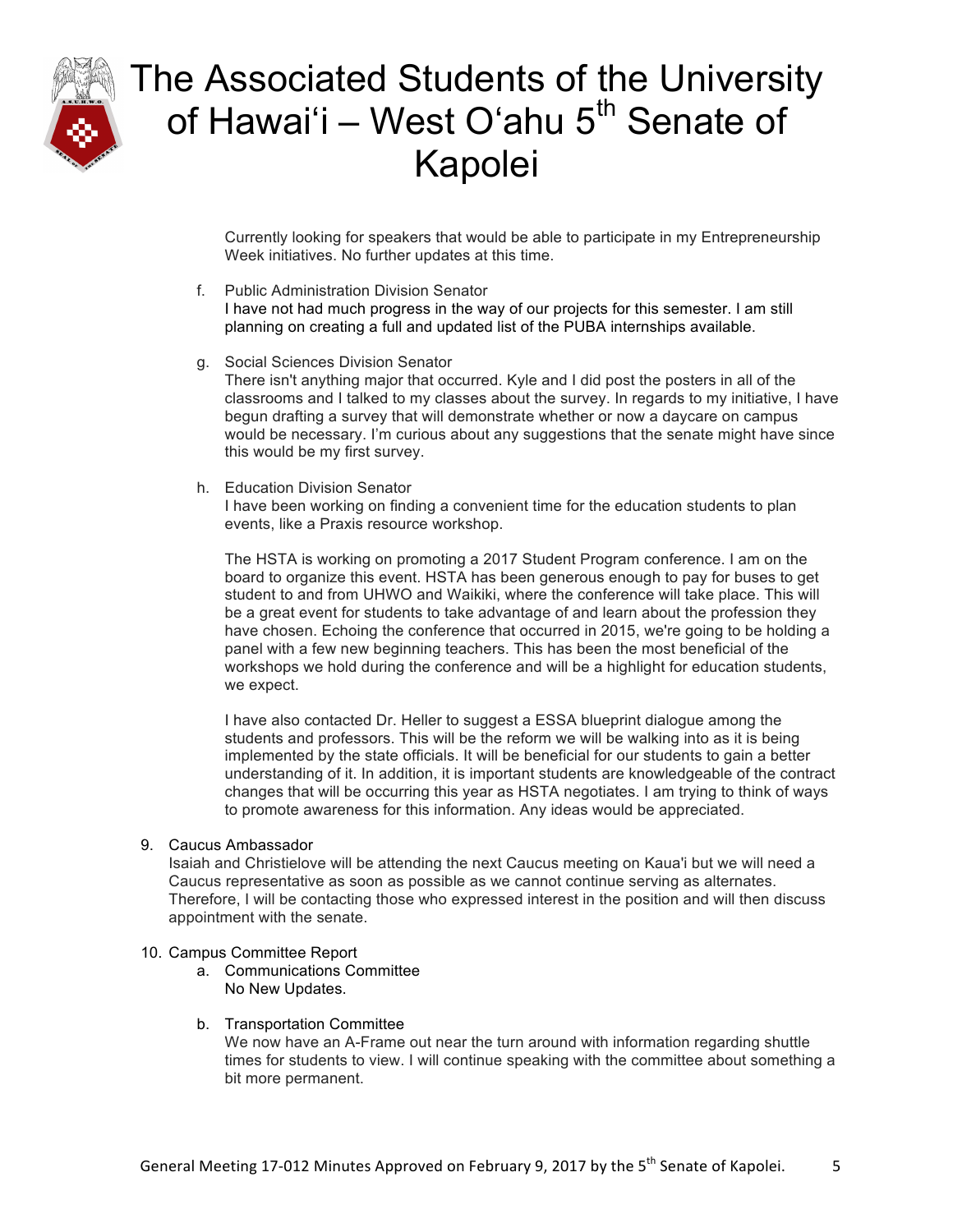Currently looking for speakers that would be able to participate in my Entrepreneurship Week initiatives. No further updates at this time.

f. Public Administration Division Senator
   I have not had much progress in the way of our projects for this semester. I am still planning on creating a full and updated list of the PUBA internships available.

g. Social Sciences Division Senator
   There isn't anything major that occurred. Kyle and I did post the posters in all of the classrooms and I talked to my classes about the survey. In regards to my initiative, I have begun drafting a survey that will demonstrate whether or now a daycare on campus would be necessary. I'm curious about any suggestions that the senate might have since this would be my first survey.

h. Education Division Senator
   I have been working on finding a convenient time for the education students to plan events, like a Praxis resource workshop.

   The HSTA is working on promoting a 2017 Student Program conference. I am on the board to organize this event. HSTA has been generous enough to pay for buses to get student to and from UHWO and Waikiki, where the conference will take place. This will be a great event for students to take advantage of and learn about the profession they have chosen. Echoing the conference that occurred in 2015, we're going to be holding a panel with a few new beginning teachers. This has been the most beneficial of the workshops we hold during the conference and will be a highlight for education students, we expect.

   I have also contacted Dr. Heller to suggest a ESSA blueprint dialogue among the students and professors. This will be the reform we will be walking into as it is being implemented by the state officials. It will be beneficial for our students to gain a better understanding of it. In addition, it is important students are knowledgeable of the contract changes that will be occurring this year as HSTA negotiates. I am trying to think of ways to promote awareness for this information. Any ideas would be appreciated.

9. Caucus Ambassador
   Isaiah and Christielove will be attending the next Caucus meeting on Kaua'i but we will need a Caucus representative as soon as possible as we cannot continue serving as alternates. Therefore, I will be contacting those who expressed interest in the position and will then discuss appointment with the senate.

10. Campus Committee Report
    a. Communications Committee
       No New Updates.

    b. Transportation Committee
       We now have an A-Frame out near the turn around with information regarding shuttle times for students to view. I will continue speaking with the committee about something a bit more permanent.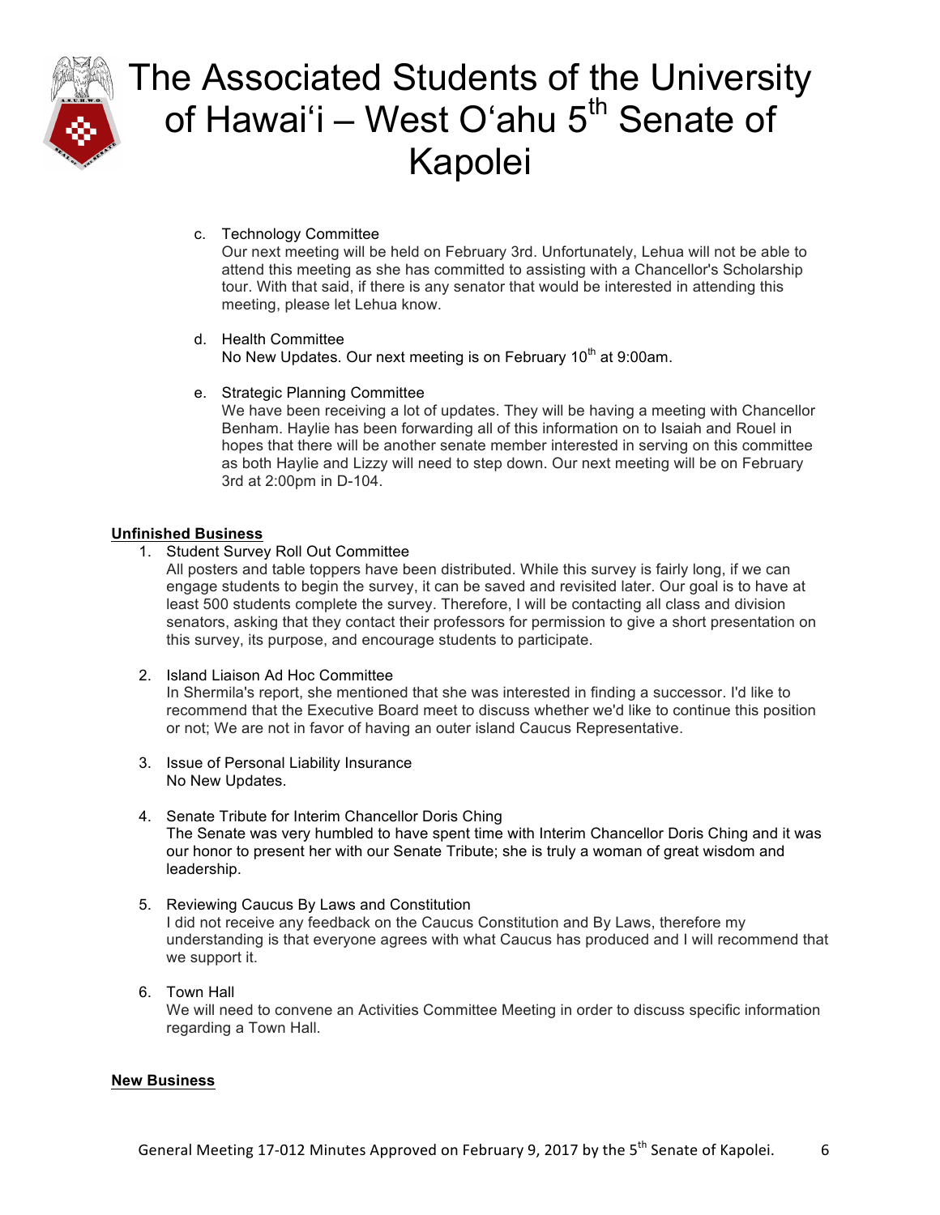c. Technology Committee
   Our next meeting will be held on February 3rd. Unfortunately, Lehua will not be able to attend this meeting as she has committed to assisting with a Chancellor's Scholarship tour. With that said, if there is any senator that would be interested in attending this meeting, please let Lehua know.

d. Health Committee
   No New Updates. Our next meeting is on February 10th at 9:00am.

e. Strategic Planning Committee
   We have been receiving a lot of updates. They will be having a meeting with Chancellor Benham. Haylie has been forwarding all of this information on to Isaiah and Rouel in hopes that there will be another senate member interested in serving on this committee as both Haylie and Lizzy will need to step down. Our next meeting will be on February 3rd at 2:00pm in D-104.

**Unfinished Business**

1. Student Survey Roll Out Committee
   All posters and table toppers have been distributed. While this survey is fairly long, if we can engage students to begin the survey, it can be saved and revisited later. Our goal is to have at least 500 students complete the survey. Therefore, I will be contacting all class and division senators, asking that they contact their professors for permission to give a short presentation on this survey, its purpose, and encourage students to participate.

2. Island Liaison Ad Hoc Committee
   In Shermila's report, she mentioned that she was interested in finding a successor. I'd like to recommend that the Executive Board meet to discuss whether we'd like to continue this position or not; We are not in favor of having an outer island Caucus Representative.

3. Issue of Personal Liability Insurance
   No New Updates.

4. Senate Tribute for Interim Chancellor Doris Ching
   The Senate was very humbled to have spent time with Interim Chancellor Doris Ching and it was our honor to present her with our Senate Tribute; she is truly a woman of great wisdom and leadership.

5. Reviewing Caucus By Laws and Constitution
   I did not receive any feedback on the Caucus Constitution and By Laws, therefore my understanding is that everyone agrees with what Caucus has produced and I will recommend that we support it.

6. Town Hall
   We will need to convene an Activities Committee Meeting in order to discuss specific information regarding a Town Hall.

**New Business**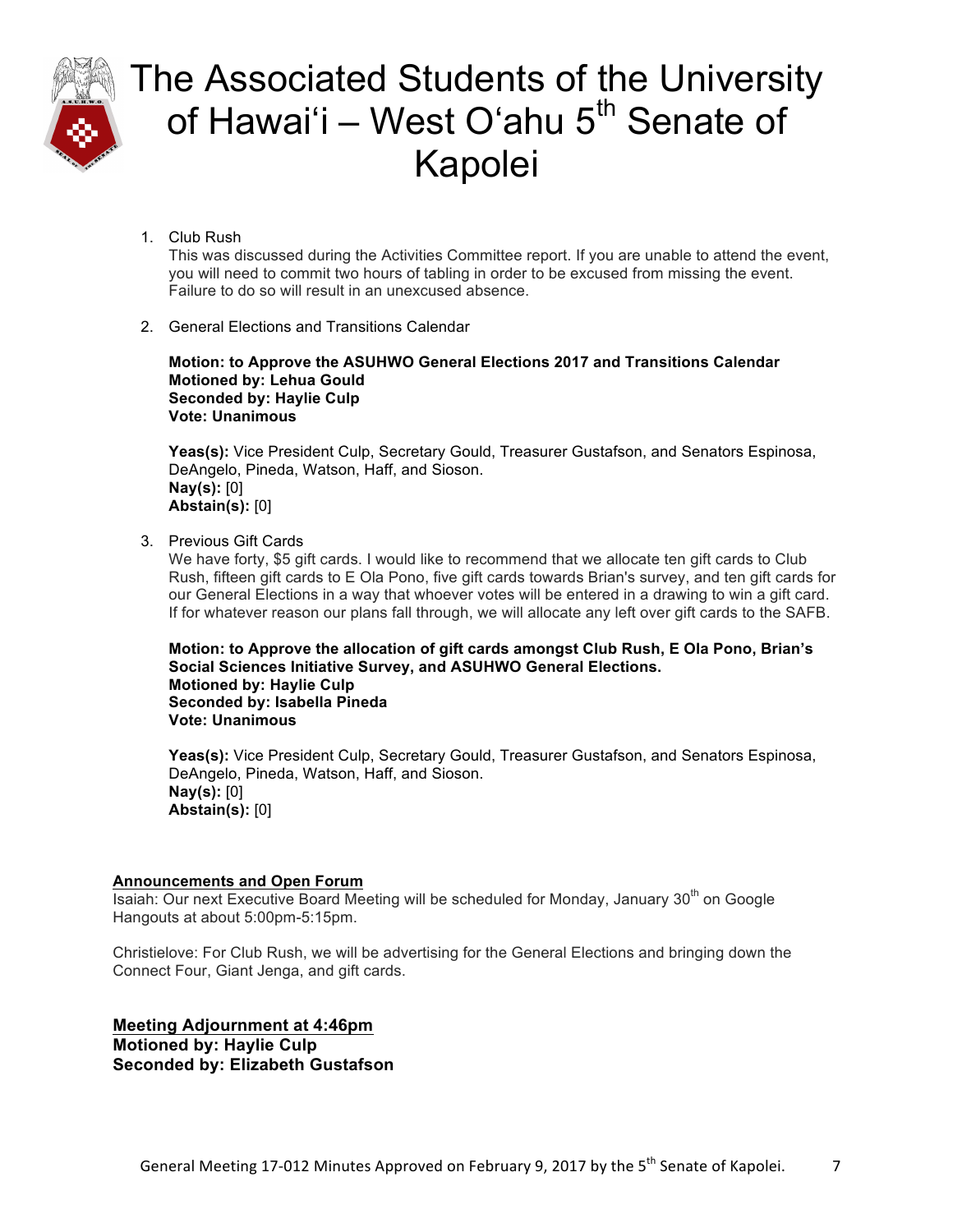1. Club Rush
   This was discussed during the Activities Committee report. If you are unable to attend the event, you will need to commit two hours of tabling in order to be excused from missing the event. Failure to do so will result in an unexcused absence.

2. General Elections and Transitions Calendar

   **Motion: to Approve the ASUHWO General Elections 2017 and Transitions Calendar**
   **Motioned by: Lehua Gould**
   **Seconded by: Haylie Culp**
   **Vote: Unanimous**

   **Yeas(s):** Vice President Culp, Secretary Gould, Treasurer Gustafson, and Senators Espinosa, DeAngelo, Pineda, Watson, Haff, and Sioson.
   **Nay(s):** [0]
   **Abstain(s):** [0]

3. Previous Gift Cards
   We have forty, $5 gift cards. I would like to recommend that we allocate ten gift cards to Club Rush, fifteen gift cards to E Ola Pono, five gift cards towards Brian's survey, and ten gift cards for our General Elections in a way that whoever votes will be entered in a drawing to win a gift card. If for whatever reason our plans fall through, we will allocate any left over gift cards to the SAFB.

   **Motion: to Approve the allocation of gift cards amongst Club Rush, E Ola Pono, Brian's Social Sciences Initiative Survey, and ASUHWO General Elections.**
   **Motioned by: Haylie Culp**
   **Seconded by: Isabella Pineda**
   **Vote: Unanimous**

   **Yeas(s):** Vice President Culp, Secretary Gould, Treasurer Gustafson, and Senators Espinosa, DeAngelo, Pineda, Watson, Haff, and Sioson.
   **Nay(s):** [0]
   **Abstain(s):** [0]

## Announcements and Open Forum

Isaiah: Our next Executive Board Meeting will be scheduled for Monday, January 30th on Google Hangouts at about 5:00pm-5:15pm.

Christielove: For Club Rush, we will be advertising for the General Elections and bringing down the Connect Four, Giant Jenga, and gift cards.

## Meeting Adjournment at 4:46pm

**Motioned by: Haylie Culp**
**Seconded by: Elizabeth Gustafson**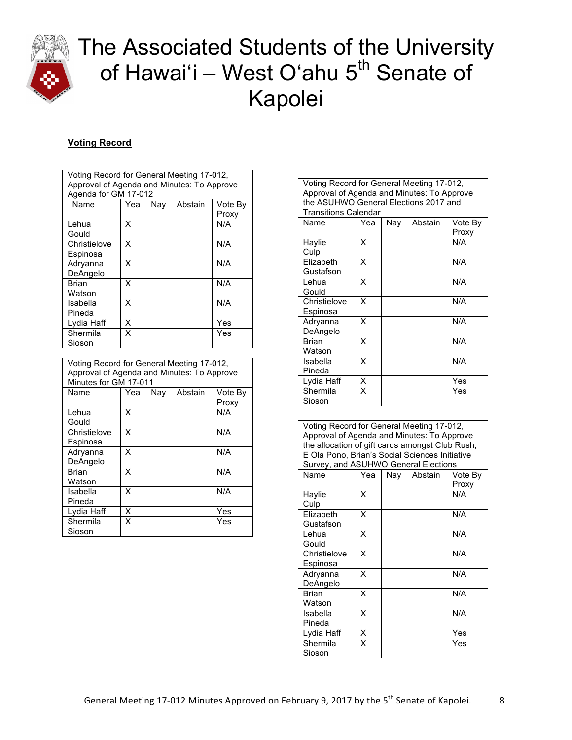# The Associated Students of the University of Hawai'i – West O'ahu 5th Senate of Kapolei

**Voting Record**

| Voting Record for General Meeting 17-012, Approval of Agenda and Minutes: To Approve Agenda for GM 17-012 | | | | |
|---|---|---|---|---|
| Name | Yea | Nay | Abstain | Vote By Proxy |
| Lehua Gould | X | | | N/A |
| Christielove Espinosa | X | | | N/A |
| Adryanna DeAngelo | X | | | N/A |
| Brian Watson | X | | | N/A |
| Isabella Pineda | X | | | N/A |
| Lydia Haff | X | | | Yes |
| Shermila Sioson | X | | | Yes |

| Voting Record for General Meeting 17-012, Approval of Agenda and Minutes: To Approve Minutes for GM 17-011 | | | | |
|---|---|---|---|---|
| Name | Yea | Nay | Abstain | Vote By Proxy |
| Lehua Gould | X | | | N/A |
| Christielove Espinosa | X | | | N/A |
| Adryanna DeAngelo | X | | | N/A |
| Brian Watson | X | | | N/A |
| Isabella Pineda | X | | | N/A |
| Lydia Haff | X | | | Yes |
| Shermila Sioson | X | | | Yes |

| Voting Record for General Meeting 17-012, Approval of Agenda and Minutes: To Approve the ASUHWO General Elections 2017 and Transitions Calendar | | | | |
|---|---|---|---|---|
| Name | Yea | Nay | Abstain | Vote By Proxy |
| Haylie Culp | X | | | N/A |
| Elizabeth Gustafson | X | | | N/A |
| Lehua Gould | X | | | N/A |
| Christielove Espinosa | X | | | N/A |
| Adryanna DeAngelo | X | | | N/A |
| Brian Watson | X | | | N/A |
| Isabella Pineda | X | | | N/A |
| Lydia Haff | X | | | Yes |
| Shermila Sioson | X | | | Yes |

| Voting Record for General Meeting 17-012, Approval of Agenda and Minutes: To Approve the allocation of gift cards amongst Club Rush, E Ola Pono, Brian's Social Sciences Initiative Survey, and ASUHWO General Elections | | | | |
|---|---|---|---|---|
| Name | Yea | Nay | Abstain | Vote By Proxy |
| Haylie Culp | X | | | N/A |
| Elizabeth Gustafson | X | | | N/A |
| Lehua Gould | X | | | N/A |
| Christielove Espinosa | X | | | N/A |
| Adryanna DeAngelo | X | | | N/A |
| Brian Watson | X | | | N/A |
| Isabella Pineda | X | | | N/A |
| Lydia Haff | X | | | Yes |
| Shermila Sioson | X | | | Yes |